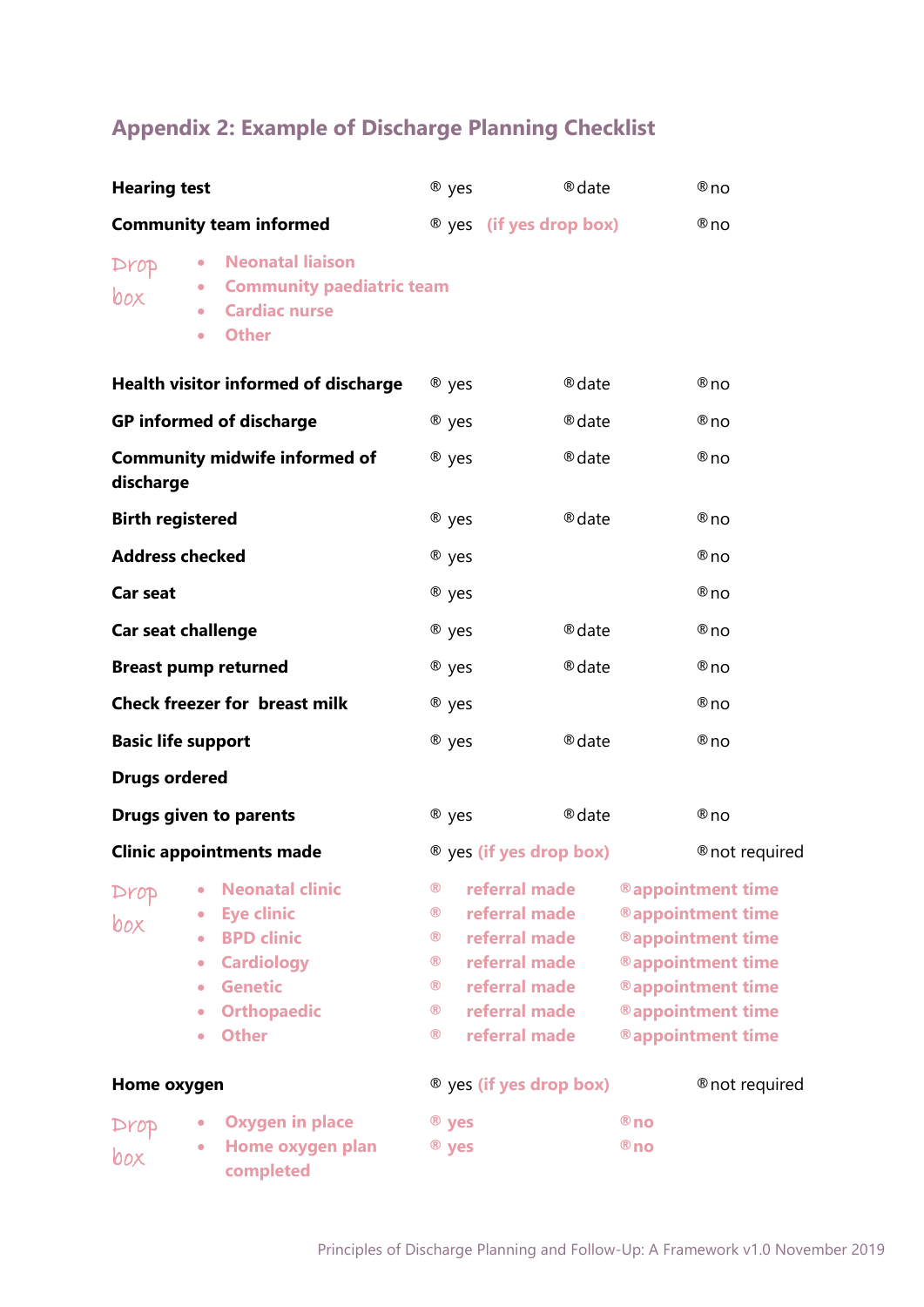## Appendix 2: Example of Discharge Planning Checklist

| | | | |
|---|---|---|---|
| **Hearing test** | ® yes | ® date | ® no |
| **Community team informed** | ® yes (if yes drop box) | | ® no |
| Drop box | • Neonatal liaison<br>• Community paediatric team<br>• Cardiac nurse<br>• Other | | |
| **Health visitor informed of discharge** | ® yes | ® date | ® no |
| **GP informed of discharge** | ® yes | ® date | ® no |
| **Community midwife informed of discharge** | ® yes | ® date | ® no |
| **Birth registered** | ® yes | ® date | ® no |
| **Address checked** | ® yes | | ® no |
| **Car seat** | ® yes | | ® no |
| **Car seat challenge** | ® yes | ® date | ® no |
| **Breast pump returned** | ® yes | ® date | ® no |
| **Check freezer for breast milk** | ® yes | | ® no |
| **Basic life support** | ® yes | ® date | ® no |
| **Drugs ordered** | | | |
| **Drugs given to parents** | ® yes | ® date | ® no |
| **Clinic appointments made** | ® yes (if yes drop box) | | ® not required |

Drop box

| | | |
|---|---|---|
| • Neonatal clinic | ® referral made | ® appointment time |
| • Eye clinic | ® referral made | ® appointment time |
| • BPD clinic | ® referral made | ® appointment time |
| • Cardiology | ® referral made | ® appointment time |
| • Genetic | ® referral made | ® appointment time |
| • Orthopaedic | ® referral made | ® appointment time |
| • Other | ® referral made | ® appointment time |

| | | |
|---|---|---|
| **Home oxygen** | ® yes (if yes drop box) | ® not required |

Drop box

| | | |
|---|---|---|
| • Oxygen in place | ® yes | ® no |
| • Home oxygen plan completed | ® yes | ® no |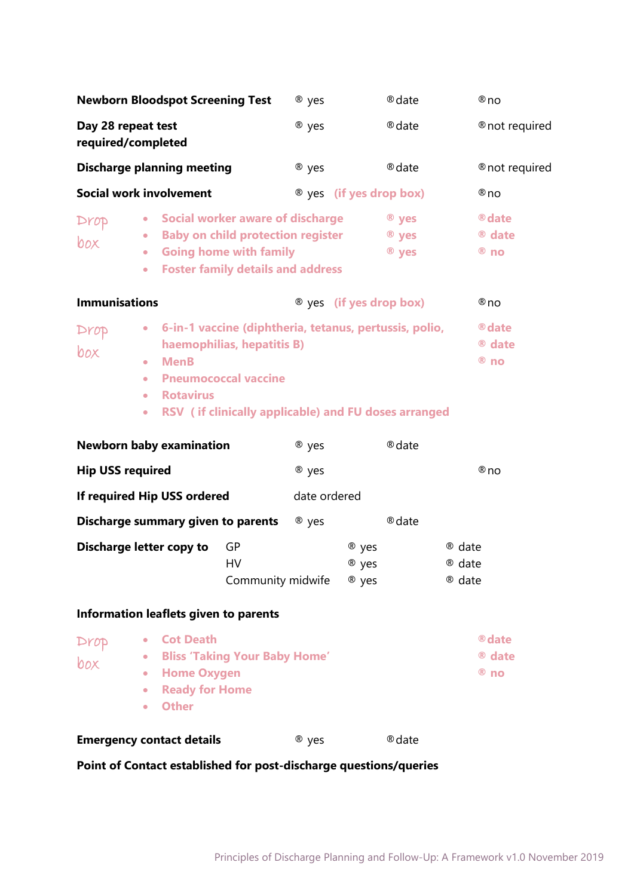| | | | |
|---|---|---|---|
| **Newborn Bloodspot Screening Test** | ® yes | ® date | ® no |
| **Day 28 repeat test required/completed** | ® yes | ® date | ® not required |
| **Discharge planning meeting** | ® yes | ® date | ® not required |
| **Social work involvement** | ® yes | (if yes drop box) | ® no |

Drop box

- Social worker aware of discharge ® yes ® date
- Baby on child protection register ® yes ® date
- Going home with family ® yes ® no
- Foster family details and address

| | | | |
|---|---|---|---|
| **Immunisations** | ® yes | (if yes drop box) | ® no |

Drop box

- 6-in-1 vaccine (diphtheria, tetanus, pertussis, polio, haemophilias, hepatitis B)
- MenB
- Pneumococcal vaccine
- Rotavirus
- RSV ( if clinically applicable) and FU doses arranged

® date
® date
® no

| | | | |
|---|---|---|---|
| **Newborn baby examination** | ® yes | ® date | |
| **Hip USS required** | ® yes | | ® no |
| **If required Hip USS ordered** | date ordered | | |
| **Discharge summary given to parents** | ® yes | ® date | |

| | | | |
|---|---|---|---|
| **Discharge letter copy to** | GP | ® yes | ® date |
| | HV | ® yes | ® date |
| | Community midwife | ® yes | ® date |

**Information leaflets given to parents**

Drop box

- Cot Death
- Bliss 'Taking Your Baby Home'
- Home Oxygen
- Ready for Home
- Other

® date
® date
® no

| | | |
|---|---|---|
| **Emergency contact details** | ® yes | ® date |

**Point of Contact established for post-discharge questions/queries**